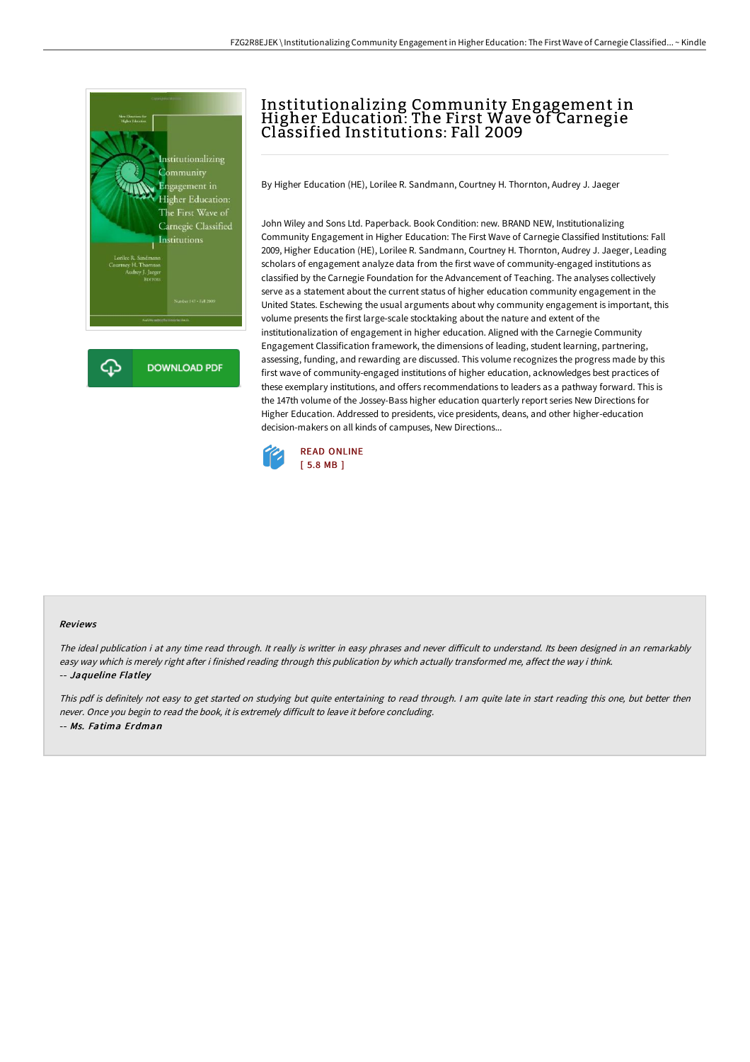# Institutionalizing Community Engagement in Higher Education: The First Wave of Carnegie Classified Institutions: Fall 2009

By Higher Education (HE), Lorilee R. Sandmann, Courtney H. Thornton, Audrey J. Jaeger

John Wiley and Sons Ltd. Paperback. Book Condition: new. BRAND NEW, Institutionalizing Community Engagement in Higher Education: The First Wave of Carnegie Classified Institutions: Fall 2009, Higher Education (HE), Lorilee R. Sandmann, Courtney H. Thornton, Audrey J. Jaeger, Leading scholars of engagement analyze data from the first wave of community-engaged institutions as classified by the Carnegie Foundation for the Advancement of Teaching. The analyses collectively serve as a statement about the current status of higher education community engagement in the United States. Eschewing the usual arguments about why community engagement is important, this volume presents the first large-scale stocktaking about the nature and extent of the institutionalization of engagement in higher education. Aligned with the Carnegie Community Engagement Classification framework, the dimensions of leading, student learning, partnering, assessing, funding, and rewarding are discussed. This volume recognizes the progress made by this first wave of community-engaged institutions of higher education, acknowledges best practices of these exemplary institutions, and offers recommendations to leaders as a pathway forward. This is the 147th volume of the Jossey-Bass higher education quarterly report series New Directions for Higher Education. Addressed to presidents, vice presidents, deans, and other higher-education decision-makers on all kinds of campuses, New Directions...

DOWNLOAD PDF

READ ONLINE
[ 5.8 MB ]

### Reviews

*The ideal publication i at any time read through. It really is writter in easy phrases and never difficult to understand. Its been designed in an remarkably easy way which is merely right after i finished reading through this publication by which actually transformed me, affect the way i think.*
-- ***Jaqueline Flatley***

*This pdf is definitely not easy to get started on studying but quite entertaining to read through. I am quite late in start reading this one, but better then never. Once you begin to read the book, it is extremely difficult to leave it before concluding.*
-- ***Ms. Fatima Erdman***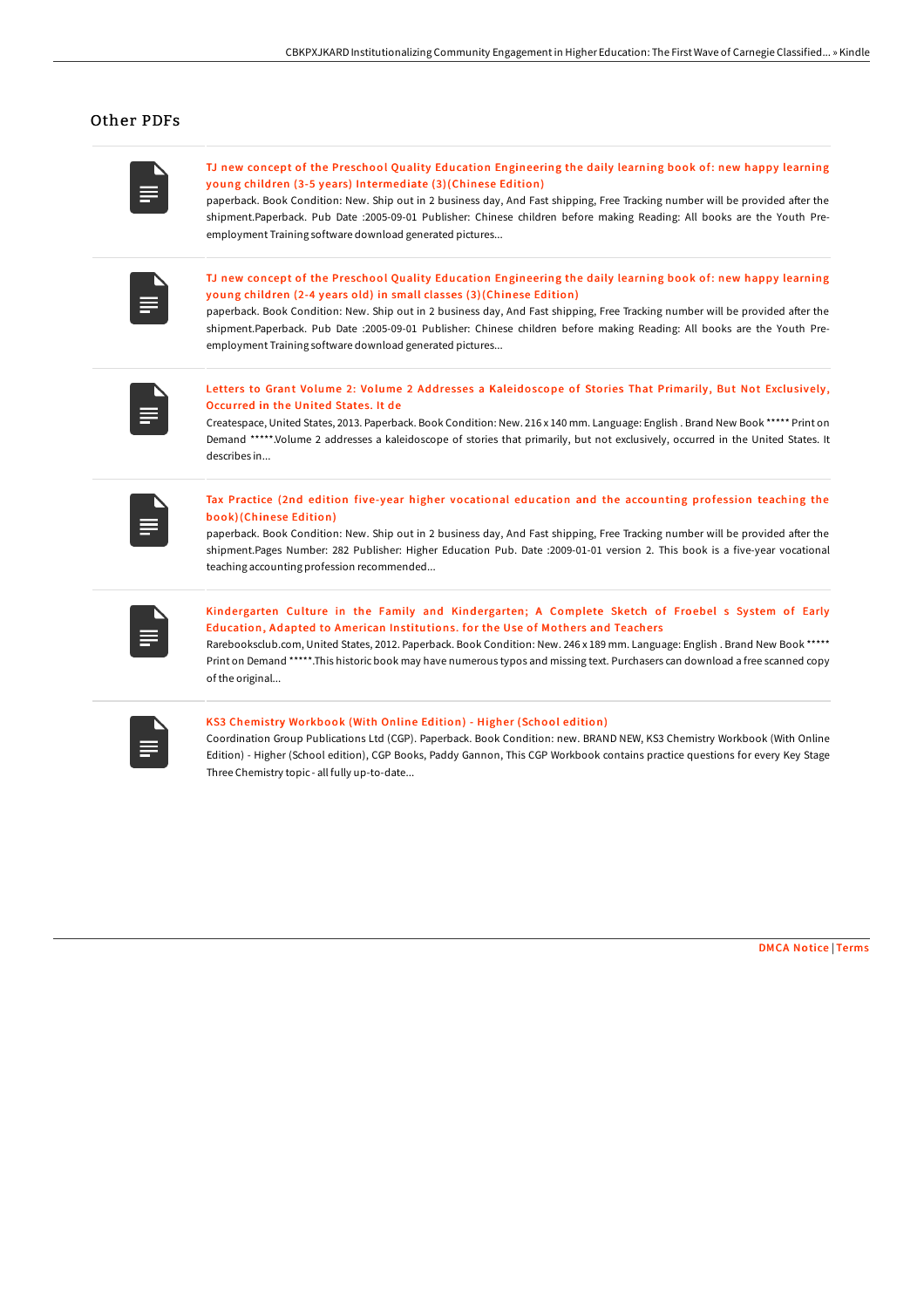## Other PDFs

TJ new concept of the Preschool Quality Education Engineering the daily learning book of: new happy learning young children (3-5 years) Intermediate (3)(Chinese Edition)

paperback. Book Condition: New. Ship out in 2 business day, And Fast shipping, Free Tracking number will be provided after the shipment.Paperback. Pub Date :2005-09-01 Publisher: Chinese children before making Reading: All books are the Youth Pre-employment Training software download generated pictures...

TJ new concept of the Preschool Quality Education Engineering the daily learning book of: new happy learning young children (2-4 years old) in small classes (3)(Chinese Edition)

paperback. Book Condition: New. Ship out in 2 business day, And Fast shipping, Free Tracking number will be provided after the shipment.Paperback. Pub Date :2005-09-01 Publisher: Chinese children before making Reading: All books are the Youth Pre-employment Training software download generated pictures...

Letters to Grant Volume 2: Volume 2 Addresses a Kaleidoscope of Stories That Primarily, But Not Exclusively, Occurred in the United States. It de

Createspace, United States, 2013. Paperback. Book Condition: New. 216 x 140 mm. Language: English . Brand New Book ***** Print on Demand *****.Volume 2 addresses a kaleidoscope of stories that primarily, but not exclusively, occurred in the United States. It describes in...

Tax Practice (2nd edition five-year higher vocational education and the accounting profession teaching the book)(Chinese Edition)

paperback. Book Condition: New. Ship out in 2 business day, And Fast shipping, Free Tracking number will be provided after the shipment.Pages Number: 282 Publisher: Higher Education Pub. Date :2009-01-01 version 2. This book is a five-year vocational teaching accounting profession recommended...

Kindergarten Culture in the Family and Kindergarten; A Complete Sketch of Froebel s System of Early Education, Adapted to American Institutions. for the Use of Mothers and Teachers

Rarebooksclub.com, United States, 2012. Paperback. Book Condition: New. 246 x 189 mm. Language: English . Brand New Book ***** Print on Demand *****.This historic book may have numerous typos and missing text. Purchasers can download a free scanned copy of the original...

KS3 Chemistry Workbook (With Online Edition) - Higher (School edition)

Coordination Group Publications Ltd (CGP). Paperback. Book Condition: new. BRAND NEW, KS3 Chemistry Workbook (With Online Edition) - Higher (School edition), CGP Books, Paddy Gannon, This CGP Workbook contains practice questions for every Key Stage Three Chemistry topic - all fully up-to-date...

DMCA Notice | Terms